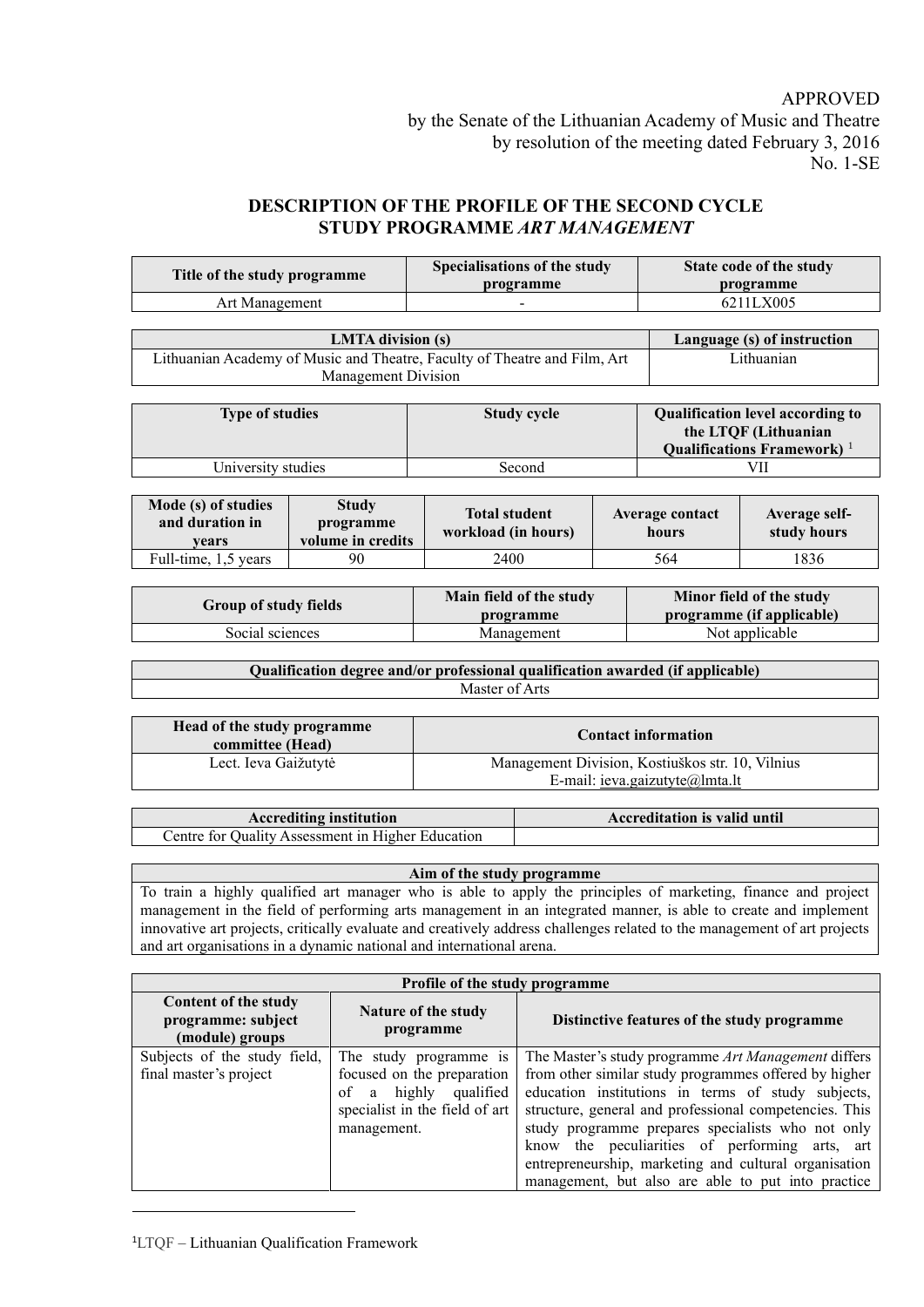APPROVED
by the Senate of the Lithuanian Academy of Music and Theatre
by resolution of the meeting dated February 3, 2016
No. 1-SE

# DESCRIPTION OF THE PROFILE OF THE SECOND CYCLE STUDY PROGRAMME *ART MANAGEMENT*

| Title of the study programme | Specialisations of the study programme | State code of the study programme |
|---|---|---|
| Art Management | - | 6211LX005 |

| LMTA division (s) | Language (s) of instruction |
|---|---|
| Lithuanian Academy of Music and Theatre, Faculty of Theatre and Film, Art Management Division | Lithuanian |

| Type of studies | Study cycle | Qualification level according to the LTQF (Lithuanian Qualifications Framework) [1] |
|---|---|---|
| University studies | Second | VII |

| Mode (s) of studies and duration in years | Study programme volume in credits | Total student workload (in hours) | Average contact hours | Average self-study hours |
|---|---|---|---|---|
| Full-time, 1,5 years | 90 | 2400 | 564 | 1836 |

| Group of study fields | Main field of the study programme | Minor field of the study programme (if applicable) |
|---|---|---|
| Social sciences | Management | Not applicable |

| Qualification degree and/or professional qualification awarded (if applicable) |
|---|
| Master of Arts |

| Head of the study programme committee (Head) | Contact information |
|---|---|
| Lect. Ieva Gaižutytė | Management Division, Kostiuškos str. 10, Vilnius<br>E-mail: ieva.gaizutyte@lmta.lt |

| Accrediting institution | Accreditation is valid until |
|---|---|
| Centre for Quality Assessment in Higher Education | |

| Aim of the study programme |
|---|
| To train a highly qualified art manager who is able to apply the principles of marketing, finance and project management in the field of performing arts management in an integrated manner, is able to create and implement innovative art projects, critically evaluate and creatively address challenges related to the management of art projects and art organisations in a dynamic national and international arena. |

| Profile of the study programme | | |
|---|---|---|
| **Content of the study programme: subject (module) groups** | **Nature of the study programme** | **Distinctive features of the study programme** |
| Subjects of the study field, final master's project | The study programme is focused on the preparation of a highly qualified specialist in the field of art management. | The Master's study programme *Art Management* differs from other similar study programmes offered by higher education institutions in terms of study subjects, structure, general and professional competencies. This study programme prepares specialists who not only know the peculiarities of performing arts, art entrepreneurship, marketing and cultural organisation management, but also are able to put into practice |

[1] LTQF – Lithuanian Qualification Framework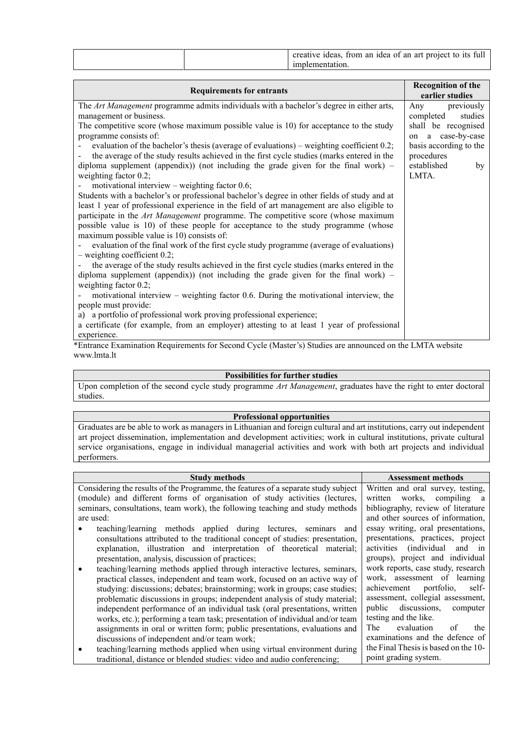| | | creative ideas, from an idea of an art project to its full implementation. |
|---|---|---|

| Requirements for entrants | Recognition of the earlier studies |
|---|---|
| The *Art Management* programme admits individuals with a bachelor's degree in either arts, management or business.<br>The competitive score (whose maximum possible value is 10) for acceptance to the study programme consists of:<br>- evaluation of the bachelor's thesis (average of evaluations) – weighting coefficient 0.2;<br>- the average of the study results achieved in the first cycle studies (marks entered in the diploma supplement (appendix)) (not including the grade given for the final work) – weighting factor 0.2;<br>- motivational interview – weighting factor 0.6;<br>Students with a bachelor's or professional bachelor's degree in other fields of study and at least 1 year of professional experience in the field of art management are also eligible to participate in the *Art Management* programme. The competitive score (whose maximum possible value is 10) of these people for acceptance to the study programme (whose maximum possible value is 10) consists of:<br>- evaluation of the final work of the first cycle study programme (average of evaluations) – weighting coefficient 0.2;<br>- the average of the study results achieved in the first cycle studies (marks entered in the diploma supplement (appendix)) (not including the grade given for the final work) – weighting factor 0.2;<br>- motivational interview – weighting factor 0.6. During the motivational interview, the people must provide:<br>a) a portfolio of professional work proving professional experience;<br>a certificate (for example, from an employer) attesting to at least 1 year of professional experience. | Any previously completed studies shall be recognised on a case-by-case basis according to the procedures established by LMTA. |

*Entrance Examination Requirements for Second Cycle (Master's) Studies are announced on the LMTA website www.lmta.lt

| Possibilities for further studies |
|---|
| Upon completion of the second cycle study programme *Art Management*, graduates have the right to enter doctoral studies. |

| Professional opportunities |
|---|
| Graduates are be able to work as managers in Lithuanian and foreign cultural and art institutions, carry out independent art project dissemination, implementation and development activities; work in cultural institutions, private cultural service organisations, engage in individual managerial activities and work with both art projects and individual performers. |

| Study methods | Assessment methods |
|---|---|
| Considering the results of the Programme, the features of a separate study subject (module) and different forms of organisation of study activities (lectures, seminars, consultations, team work), the following teaching and study methods are used:<br>• teaching/learning methods applied during lectures, seminars and consultations attributed to the traditional concept of studies: presentation, explanation, illustration and interpretation of theoretical material; presentation, analysis, discussion of practices;<br>• teaching/learning methods applied through interactive lectures, seminars, practical classes, independent and team work, focused on an active way of studying: discussions; debates; brainstorming; work in groups; case studies; problematic discussions in groups; independent analysis of study material; independent performance of an individual task (oral presentations, written works, etc.); performing a team task; presentation of individual and/or team assignments in oral or written form; public presentations, evaluations and discussions of independent and/or team work;<br>• teaching/learning methods applied when using virtual environment during traditional, distance or blended studies: video and audio conferencing; | Written and oral survey, testing, written works, compiling a bibliography, review of literature and other sources of information, essay writing, oral presentations, presentations, practices, project activities (individual and in groups), project and individual work reports, case study, research work, assessment of learning achievement portfolio, self-assessment, collegial assessment, public discussions, computer testing and the like.<br>The evaluation of the examinations and the defence of the Final Thesis is based on the 10-point grading system. |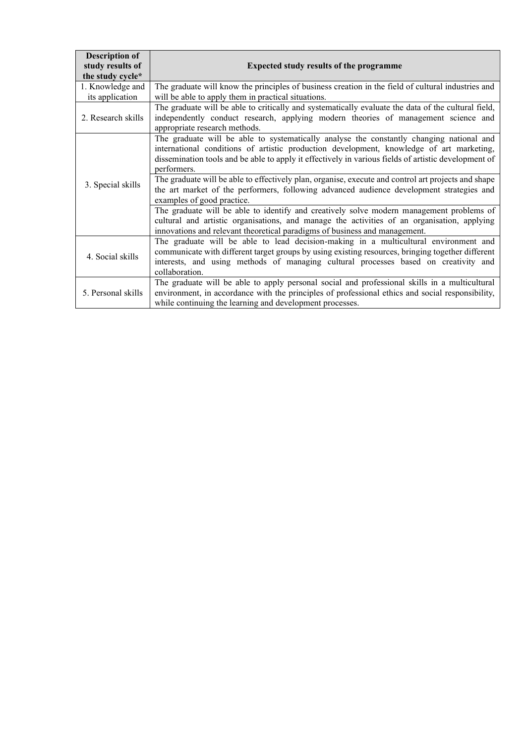| Description of study results of the study cycle* | Expected study results of the programme |
|---|---|
| 1. Knowledge and its application | The graduate will know the principles of business creation in the field of cultural industries and will be able to apply them in practical situations. |
| 2. Research skills | The graduate will be able to critically and systematically evaluate the data of the cultural field, independently conduct research, applying modern theories of management science and appropriate research methods. |
| 3. Special skills | The graduate will be able to systematically analyse the constantly changing national and international conditions of artistic production development, knowledge of art marketing, dissemination tools and be able to apply it effectively in various fields of artistic development of performers. |
| | The graduate will be able to effectively plan, organise, execute and control art projects and shape the art market of the performers, following advanced audience development strategies and examples of good practice. |
| | The graduate will be able to identify and creatively solve modern management problems of cultural and artistic organisations, and manage the activities of an organisation, applying innovations and relevant theoretical paradigms of business and management. |
| 4. Social skills | The graduate will be able to lead decision-making in a multicultural environment and communicate with different target groups by using existing resources, bringing together different interests, and using methods of managing cultural processes based on creativity and collaboration. |
| 5. Personal skills | The graduate will be able to apply personal social and professional skills in a multicultural environment, in accordance with the principles of professional ethics and social responsibility, while continuing the learning and development processes. |